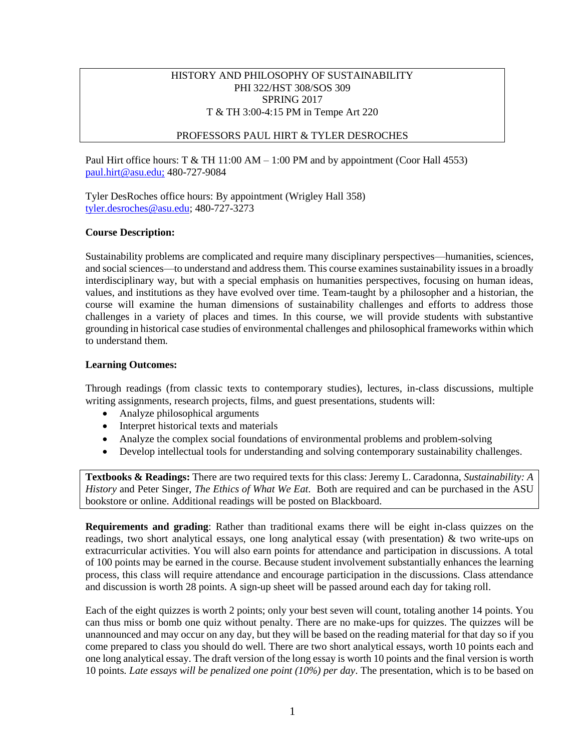HISTORY AND PHILOSOPHY OF SUSTAINABILITY
PHI 322/HST 308/SOS 309
SPRING 2017
T & TH 3:00-4:15 PM in Tempe Art 220

PROFESSORS PAUL HIRT & TYLER DESROCHES

Paul Hirt office hours: T & TH 11:00 AM – 1:00 PM and by appointment (Coor Hall 4553)
paul.hirt@asu.edu; 480-727-9084

Tyler DesRoches office hours: By appointment (Wrigley Hall 358)
tyler.desroches@asu.edu; 480-727-3273

**Course Description:**

Sustainability problems are complicated and require many disciplinary perspectives—humanities, sciences, and social sciences—to understand and address them. This course examines sustainability issues in a broadly interdisciplinary way, but with a special emphasis on humanities perspectives, focusing on human ideas, values, and institutions as they have evolved over time. Team-taught by a philosopher and a historian, the course will examine the human dimensions of sustainability challenges and efforts to address those challenges in a variety of places and times. In this course, we will provide students with substantive grounding in historical case studies of environmental challenges and philosophical frameworks within which to understand them.

**Learning Outcomes:**

Through readings (from classic texts to contemporary studies), lectures, in-class discussions, multiple writing assignments, research projects, films, and guest presentations, students will:

- Analyze philosophical arguments
- Interpret historical texts and materials
- Analyze the complex social foundations of environmental problems and problem-solving
- Develop intellectual tools for understanding and solving contemporary sustainability challenges.

**Textbooks & Readings:** There are two required texts for this class: Jeremy L. Caradonna, *Sustainability: A History* and Peter Singer, *The Ethics of What We Eat*. Both are required and can be purchased in the ASU bookstore or online. Additional readings will be posted on Blackboard.

**Requirements and grading**: Rather than traditional exams there will be eight in-class quizzes on the readings, two short analytical essays, one long analytical essay (with presentation) & two write-ups on extracurricular activities. You will also earn points for attendance and participation in discussions. A total of 100 points may be earned in the course. Because student involvement substantially enhances the learning process, this class will require attendance and encourage participation in the discussions. Class attendance and discussion is worth 28 points. A sign-up sheet will be passed around each day for taking roll.

Each of the eight quizzes is worth 2 points; only your best seven will count, totaling another 14 points. You can thus miss or bomb one quiz without penalty. There are no make-ups for quizzes. The quizzes will be unannounced and may occur on any day, but they will be based on the reading material for that day so if you come prepared to class you should do well. There are two short analytical essays, worth 10 points each and one long analytical essay. The draft version of the long essay is worth 10 points and the final version is worth 10 points. *Late essays will be penalized one point (10%) per day*. The presentation, which is to be based on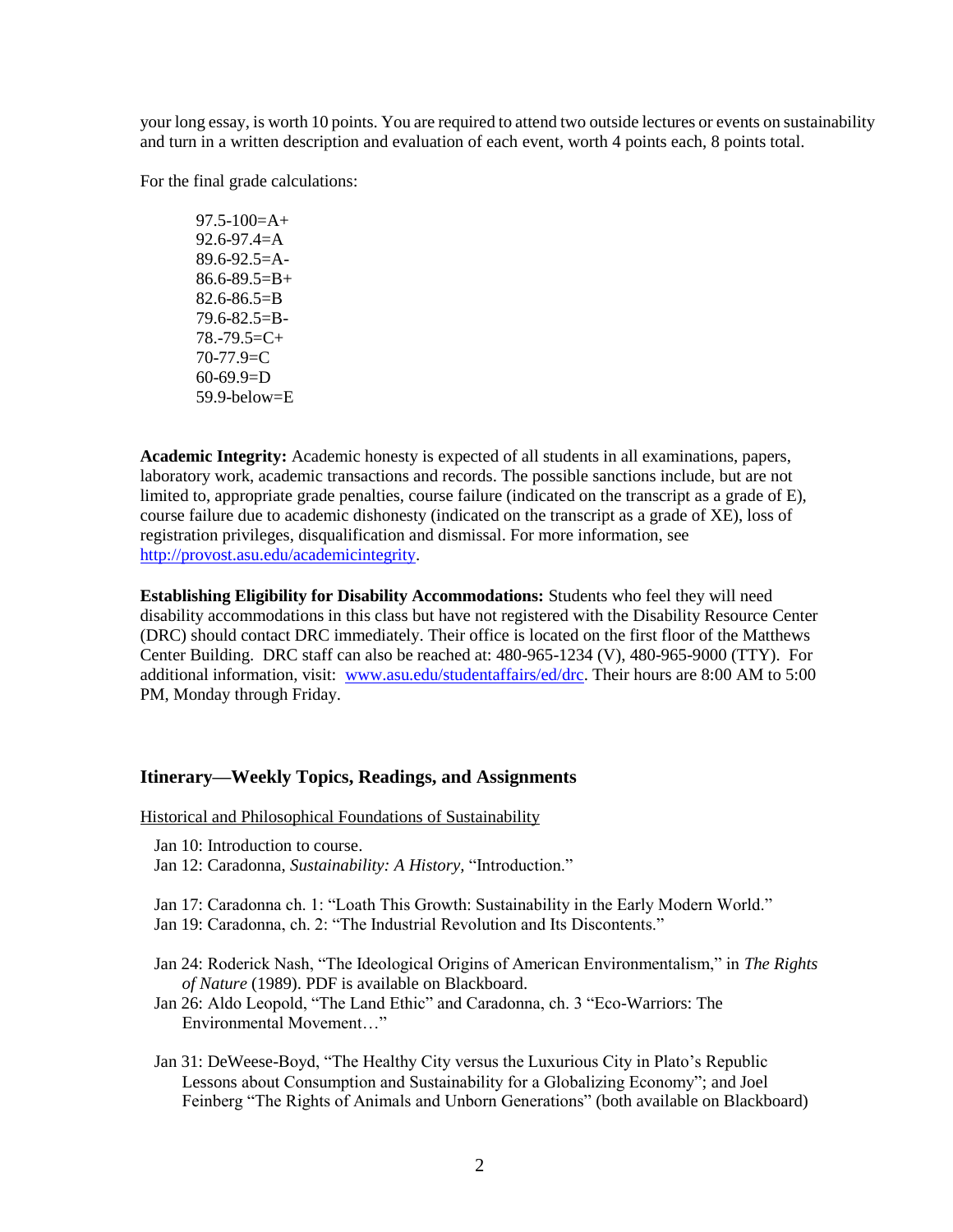your long essay, is worth 10 points. You are required to attend two outside lectures or events on sustainability and turn in a written description and evaluation of each event, worth 4 points each, 8 points total.

For the final grade calculations:

97.5-100=A+
92.6-97.4=A
89.6-92.5=A-
86.6-89.5=B+
82.6-86.5=B
79.6-82.5=B-
78.-79.5=C+
70-77.9=C
60-69.9=D
59.9-below=E

**Academic Integrity:** Academic honesty is expected of all students in all examinations, papers, laboratory work, academic transactions and records. The possible sanctions include, but are not limited to, appropriate grade penalties, course failure (indicated on the transcript as a grade of E), course failure due to academic dishonesty (indicated on the transcript as a grade of XE), loss of registration privileges, disqualification and dismissal. For more information, see http://provost.asu.edu/academicintegrity.

**Establishing Eligibility for Disability Accommodations:** Students who feel they will need disability accommodations in this class but have not registered with the Disability Resource Center (DRC) should contact DRC immediately. Their office is located on the first floor of the Matthews Center Building. DRC staff can also be reached at: 480-965-1234 (V), 480-965-9000 (TTY). For additional information, visit: www.asu.edu/studentaffairs/ed/drc. Their hours are 8:00 AM to 5:00 PM, Monday through Friday.

## Itinerary—Weekly Topics, Readings, and Assignments

Historical and Philosophical Foundations of Sustainability

Jan 10: Introduction to course.
Jan 12: Caradonna, *Sustainability: A History,* "Introduction."

Jan 17: Caradonna ch. 1: "Loath This Growth: Sustainability in the Early Modern World."
Jan 19: Caradonna, ch. 2: "The Industrial Revolution and Its Discontents."

Jan 24: Roderick Nash, "The Ideological Origins of American Environmentalism," in *The Rights of Nature* (1989). PDF is available on Blackboard.
Jan 26: Aldo Leopold, "The Land Ethic" and Caradonna, ch. 3 "Eco-Warriors: The Environmental Movement…"

Jan 31: DeWeese-Boyd, "The Healthy City versus the Luxurious City in Plato's Republic Lessons about Consumption and Sustainability for a Globalizing Economy"; and Joel Feinberg "The Rights of Animals and Unborn Generations" (both available on Blackboard)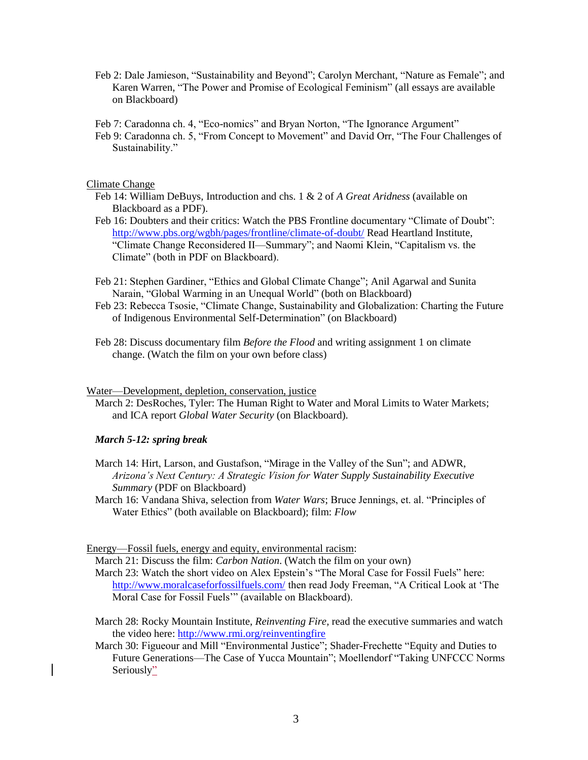Feb 2: Dale Jamieson, "Sustainability and Beyond"; Carolyn Merchant, "Nature as Female"; and Karen Warren, "The Power and Promise of Ecological Feminism" (all essays are available on Blackboard)

Feb 7: Caradonna ch. 4, "Eco-nomics" and Bryan Norton, "The Ignorance Argument"

Feb 9: Caradonna ch. 5, "From Concept to Movement" and David Orr, "The Four Challenges of Sustainability."

<u>Climate Change</u>

Feb 14: William DeBuys, Introduction and chs. 1 & 2 of *A Great Aridness* (available on Blackboard as a PDF).

Feb 16: Doubters and their critics: Watch the PBS Frontline documentary "Climate of Doubt": http://www.pbs.org/wgbh/pages/frontline/climate-of-doubt/ Read Heartland Institute, "Climate Change Reconsidered II—Summary"; and Naomi Klein, "Capitalism vs. the Climate" (both in PDF on Blackboard).

Feb 21: Stephen Gardiner, "Ethics and Global Climate Change"; Anil Agarwal and Sunita Narain, "Global Warming in an Unequal World" (both on Blackboard)

Feb 23: Rebecca Tsosie, "Climate Change, Sustainability and Globalization: Charting the Future of Indigenous Environmental Self-Determination" (on Blackboard)

Feb 28: Discuss documentary film *Before the Flood* and writing assignment 1 on climate change. (Watch the film on your own before class)

<u>Water—Development, depletion, conservation, justice</u>

March 2: DesRoches, Tyler: The Human Right to Water and Moral Limits to Water Markets; and ICA report *Global Water Security* (on Blackboard).

***March 5-12: spring break***

March 14: Hirt, Larson, and Gustafson, "Mirage in the Valley of the Sun"; and ADWR, *Arizona's Next Century: A Strategic Vision for Water Supply Sustainability Executive Summary* (PDF on Blackboard)

March 16: Vandana Shiva, selection from *Water Wars*; Bruce Jennings, et. al. "Principles of Water Ethics" (both available on Blackboard); film: *Flow*

<u>Energy—Fossil fuels, energy and equity, environmental racism</u>:

March 21: Discuss the film: *Carbon Nation*. (Watch the film on your own)

March 23: Watch the short video on Alex Epstein's "The Moral Case for Fossil Fuels" here: http://www.moralcaseforfossilfuels.com/ then read Jody Freeman, "A Critical Look at 'The Moral Case for Fossil Fuels'" (available on Blackboard).

March 28: Rocky Mountain Institute, *Reinventing Fire*, read the executive summaries and watch the video here: http://www.rmi.org/reinventingfire

March 30: Figueour and Mill "Environmental Justice"; Shader-Frechette "Equity and Duties to Future Generations—The Case of Yucca Mountain"; Moellendorf "Taking UNFCCC Norms Seriously"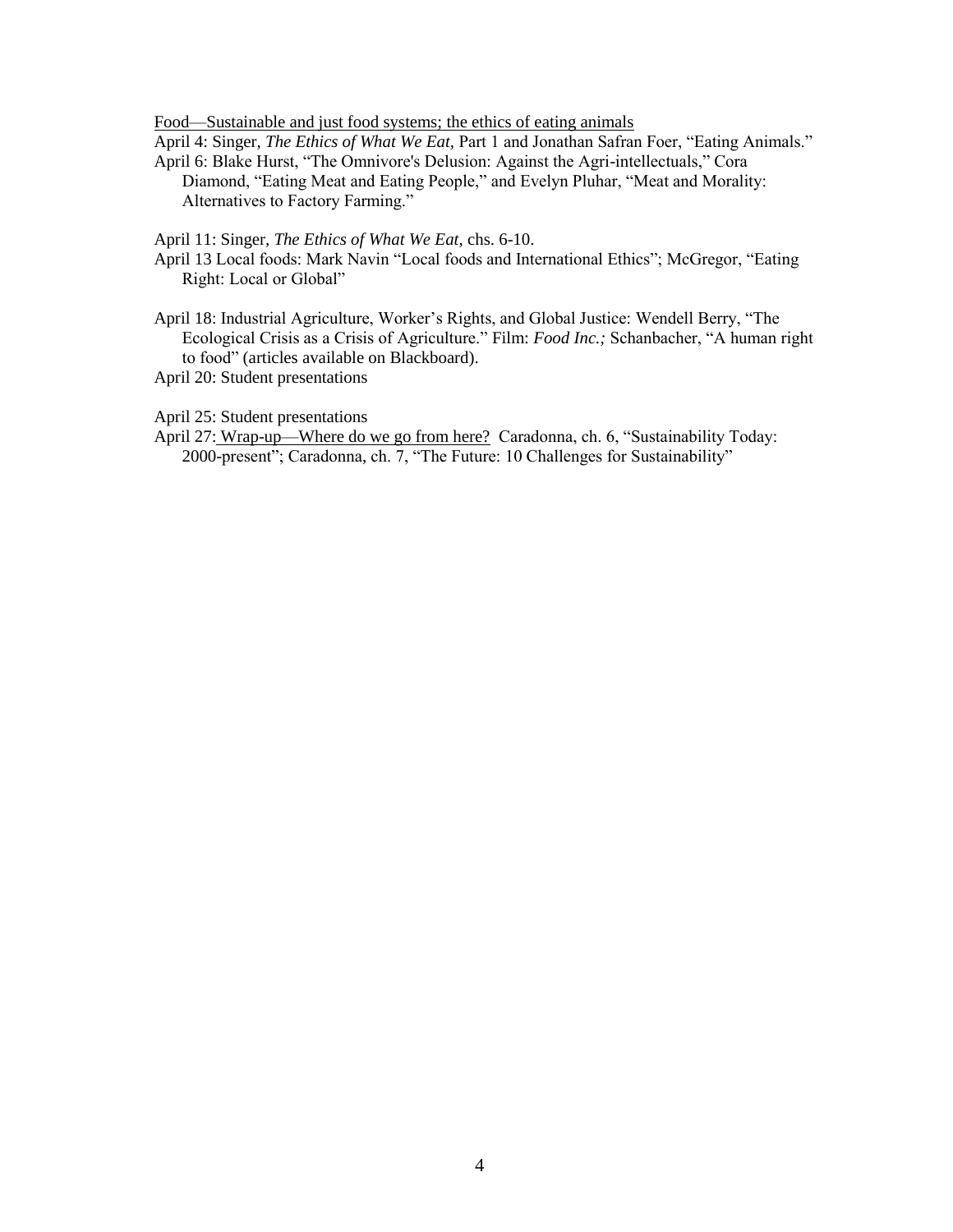Food—Sustainable and just food systems; the ethics of eating animals

April 4: Singer, *The Ethics of What We Eat,* Part 1 and Jonathan Safran Foer, "Eating Animals."

April 6: Blake Hurst, "The Omnivore's Delusion: Against the Agri-intellectuals," Cora Diamond, "Eating Meat and Eating People," and Evelyn Pluhar, "Meat and Morality: Alternatives to Factory Farming."

April 11: Singer, *The Ethics of What We Eat*, chs. 6-10.

April 13 Local foods: Mark Navin "Local foods and International Ethics"; McGregor, "Eating Right: Local or Global"

April 18: Industrial Agriculture, Worker's Rights, and Global Justice: Wendell Berry, "The Ecological Crisis as a Crisis of Agriculture." Film: *Food Inc.;* Schanbacher, "A human right to food" (articles available on Blackboard).

April 20: Student presentations

April 25: Student presentations

April 27: Wrap-up—Where do we go from here? Caradonna, ch. 6, "Sustainability Today: 2000-present"; Caradonna, ch. 7, "The Future: 10 Challenges for Sustainability"